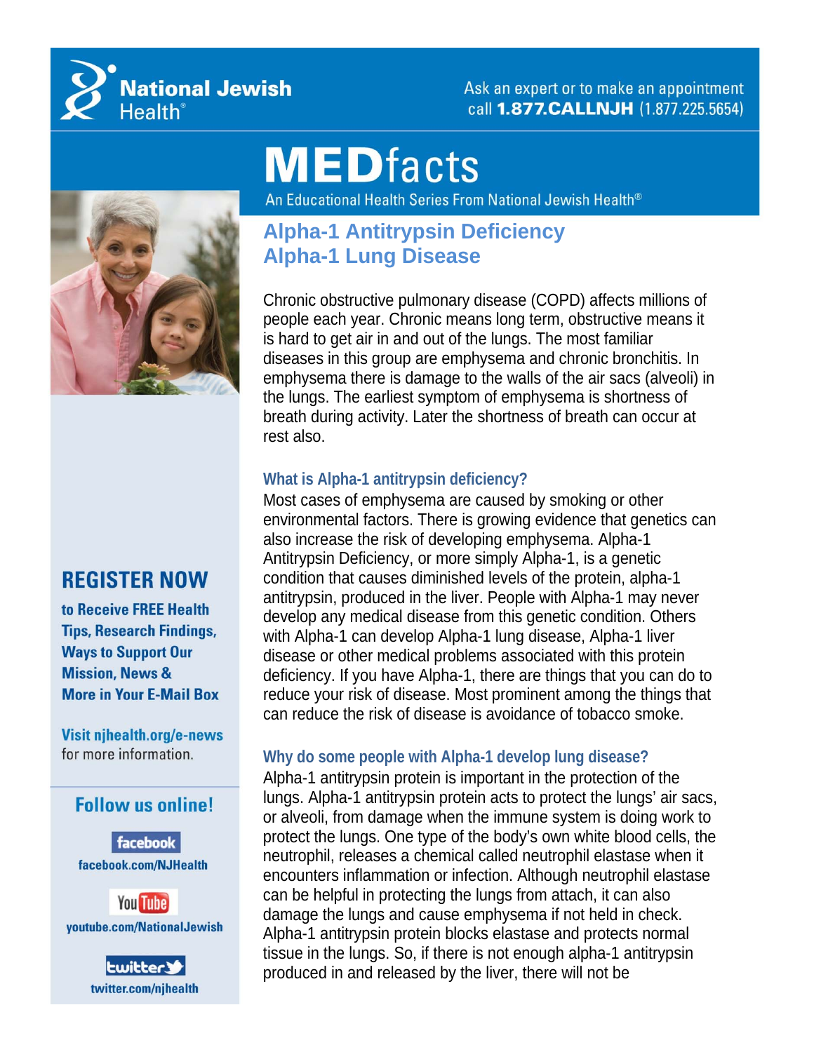National Jewish Health®

Ask an expert or to make an appointment call **1.877.CALLNJH** (1.877.225.5654)

# MEDfacts

An Educational Health Series From National Jewish Health®

## Alpha-1 Antitrypsin Deficiency
## Alpha-1 Lung Disease

Chronic obstructive pulmonary disease (COPD) affects millions of people each year. Chronic means long term, obstructive means it is hard to get air in and out of the lungs. The most familiar diseases in this group are emphysema and chronic bronchitis. In emphysema there is damage to the walls of the air sacs (alveoli) in the lungs. The earliest symptom of emphysema is shortness of breath during activity. Later the shortness of breath can occur at rest also.

### What is Alpha-1 antitrypsin deficiency?

Most cases of emphysema are caused by smoking or other environmental factors. There is growing evidence that genetics can also increase the risk of developing emphysema. Alpha-1 Antitrypsin Deficiency, or more simply Alpha-1, is a genetic condition that causes diminished levels of the protein, alpha-1 antitrypsin, produced in the liver. People with Alpha-1 may never develop any medical disease from this genetic condition. Others with Alpha-1 can develop Alpha-1 lung disease, Alpha-1 liver disease or other medical problems associated with this protein deficiency. If you have Alpha-1, there are things that you can do to reduce your risk of disease. Most prominent among the things that can reduce the risk of disease is avoidance of tobacco smoke.

### Why do some people with Alpha-1 develop lung disease?

Alpha-1 antitrypsin protein is important in the protection of the lungs. Alpha-1 antitrypsin protein acts to protect the lungs' air sacs, or alveoli, from damage when the immune system is doing work to protect the lungs. One type of the body's own white blood cells, the neutrophil, releases a chemical called neutrophil elastase when it encounters inflammation or infection. Although neutrophil elastase can be helpful in protecting the lungs from attach, it can also damage the lungs and cause emphysema if not held in check. Alpha-1 antitrypsin protein blocks elastase and protects normal tissue in the lungs. So, if there is not enough alpha-1 antitrypsin produced in and released by the liver, there will not be

**REGISTER NOW**

**to Receive FREE Health Tips, Research Findings, Ways to Support Our Mission, News & More in Your E-Mail Box**

**Visit njhealth.org/e-news** for more information.

**Follow us online!**

facebook
facebook.com/NJHealth

YouTube
youtube.com/NationalJewish

twitter
twitter.com/njhealth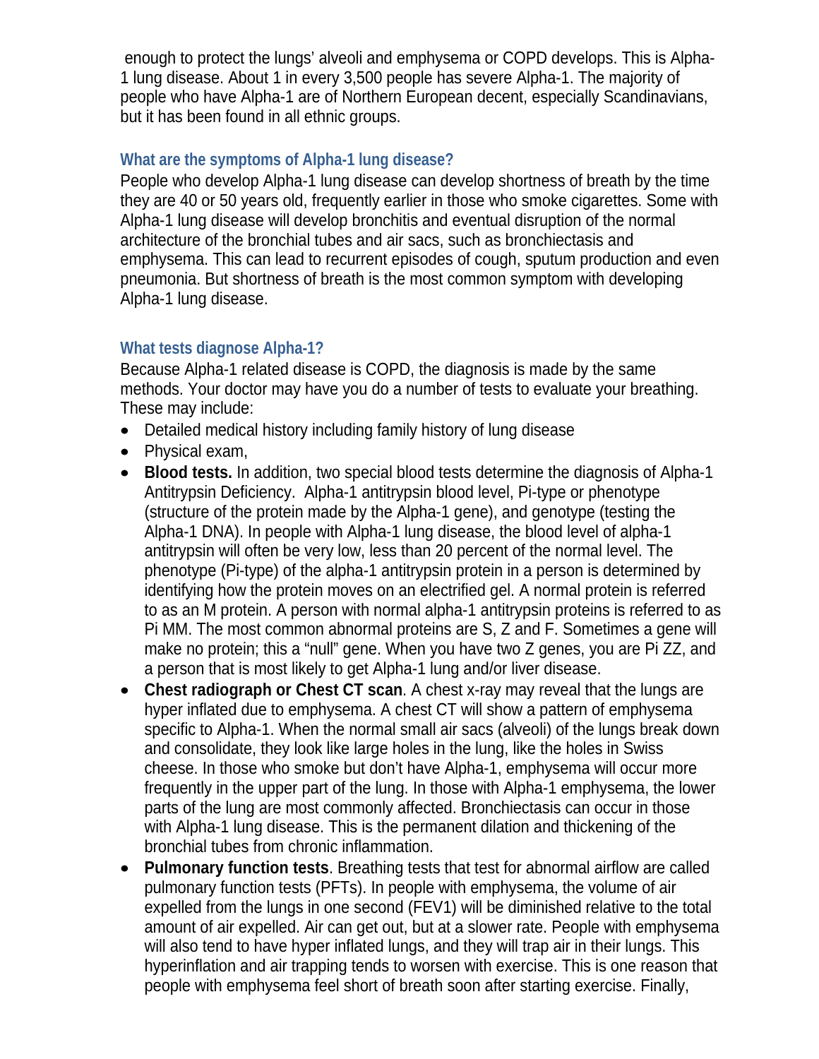enough to protect the lungs' alveoli and emphysema or COPD develops. This is Alpha-1 lung disease. About 1 in every 3,500 people has severe Alpha-1. The majority of people who have Alpha-1 are of Northern European decent, especially Scandinavians, but it has been found in all ethnic groups.

### What are the symptoms of Alpha-1 lung disease?

People who develop Alpha-1 lung disease can develop shortness of breath by the time they are 40 or 50 years old, frequently earlier in those who smoke cigarettes. Some with Alpha-1 lung disease will develop bronchitis and eventual disruption of the normal architecture of the bronchial tubes and air sacs, such as bronchiectasis and emphysema. This can lead to recurrent episodes of cough, sputum production and even pneumonia. But shortness of breath is the most common symptom with developing Alpha-1 lung disease.

### What tests diagnose Alpha-1?

Because Alpha-1 related disease is COPD, the diagnosis is made by the same methods. Your doctor may have you do a number of tests to evaluate your breathing. These may include:

- Detailed medical history including family history of lung disease
- Physical exam,
- **Blood tests.** In addition, two special blood tests determine the diagnosis of Alpha-1 Antitrypsin Deficiency. Alpha-1 antitrypsin blood level, Pi-type or phenotype (structure of the protein made by the Alpha-1 gene), and genotype (testing the Alpha-1 DNA). In people with Alpha-1 lung disease, the blood level of alpha-1 antitrypsin will often be very low, less than 20 percent of the normal level. The phenotype (Pi-type) of the alpha-1 antitrypsin protein in a person is determined by identifying how the protein moves on an electrified gel. A normal protein is referred to as an M protein. A person with normal alpha-1 antitrypsin proteins is referred to as Pi MM. The most common abnormal proteins are S, Z and F. Sometimes a gene will make no protein; this a "null" gene. When you have two Z genes, you are Pi ZZ, and a person that is most likely to get Alpha-1 lung and/or liver disease.
- **Chest radiograph or Chest CT scan**. A chest x-ray may reveal that the lungs are hyper inflated due to emphysema. A chest CT will show a pattern of emphysema specific to Alpha-1. When the normal small air sacs (alveoli) of the lungs break down and consolidate, they look like large holes in the lung, like the holes in Swiss cheese. In those who smoke but don't have Alpha-1, emphysema will occur more frequently in the upper part of the lung. In those with Alpha-1 emphysema, the lower parts of the lung are most commonly affected. Bronchiectasis can occur in those with Alpha-1 lung disease. This is the permanent dilation and thickening of the bronchial tubes from chronic inflammation.
- **Pulmonary function tests**. Breathing tests that test for abnormal airflow are called pulmonary function tests (PFTs). In people with emphysema, the volume of air expelled from the lungs in one second (FEV1) will be diminished relative to the total amount of air expelled. Air can get out, but at a slower rate. People with emphysema will also tend to have hyper inflated lungs, and they will trap air in their lungs. This hyperinflation and air trapping tends to worsen with exercise. This is one reason that people with emphysema feel short of breath soon after starting exercise. Finally,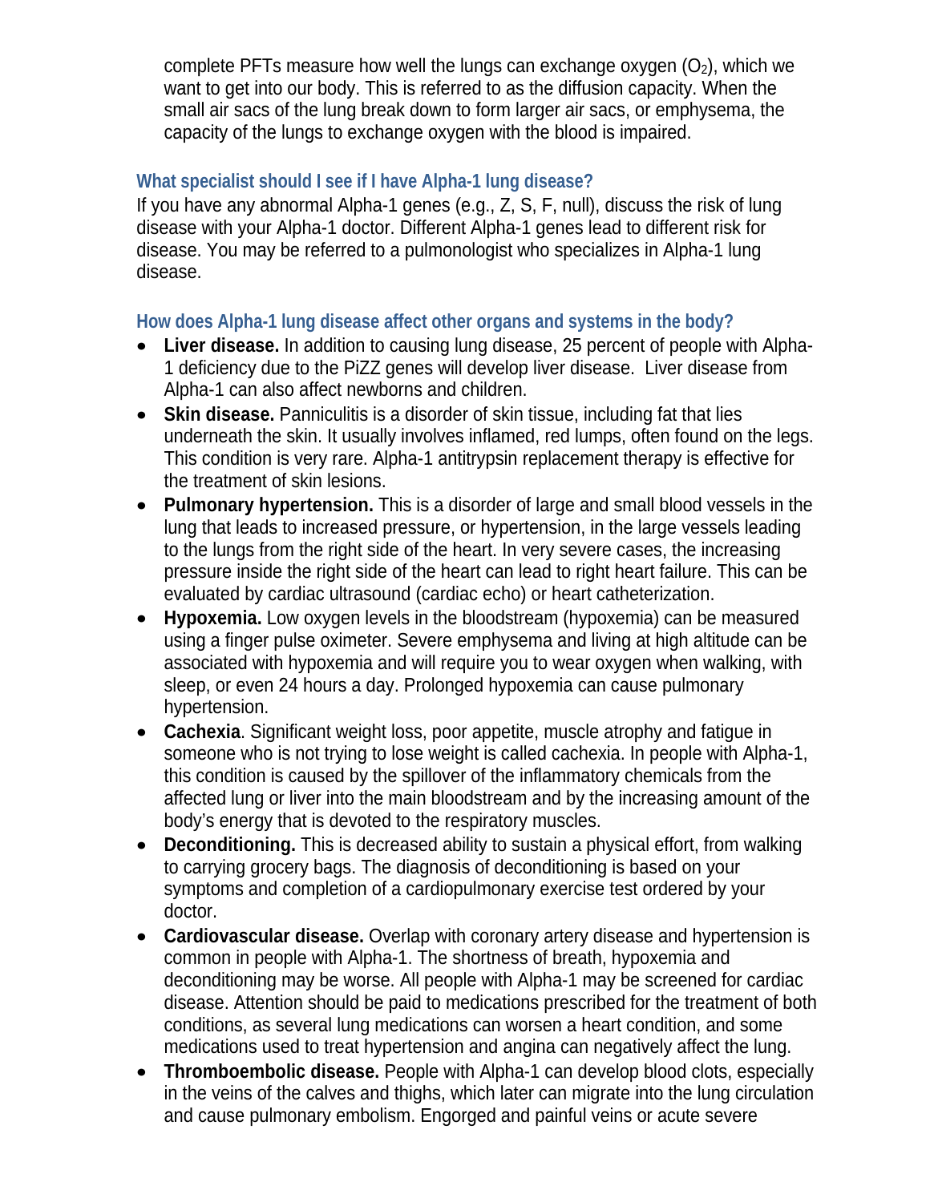complete PFTs measure how well the lungs can exchange oxygen ($O_2$), which we want to get into our body. This is referred to as the diffusion capacity. When the small air sacs of the lung break down to form larger air sacs, or emphysema, the capacity of the lungs to exchange oxygen with the blood is impaired.

### What specialist should I see if I have Alpha-1 lung disease?

If you have any abnormal Alpha-1 genes (e.g., Z, S, F, null), discuss the risk of lung disease with your Alpha-1 doctor. Different Alpha-1 genes lead to different risk for disease. You may be referred to a pulmonologist who specializes in Alpha-1 lung disease.

### How does Alpha-1 lung disease affect other organs and systems in the body?

- **Liver disease.** In addition to causing lung disease, 25 percent of people with Alpha-1 deficiency due to the PiZZ genes will develop liver disease. Liver disease from Alpha-1 can also affect newborns and children.
- **Skin disease.** Panniculitis is a disorder of skin tissue, including fat that lies underneath the skin. It usually involves inflamed, red lumps, often found on the legs. This condition is very rare. Alpha-1 antitrypsin replacement therapy is effective for the treatment of skin lesions.
- **Pulmonary hypertension.** This is a disorder of large and small blood vessels in the lung that leads to increased pressure, or hypertension, in the large vessels leading to the lungs from the right side of the heart. In very severe cases, the increasing pressure inside the right side of the heart can lead to right heart failure. This can be evaluated by cardiac ultrasound (cardiac echo) or heart catheterization.
- **Hypoxemia.** Low oxygen levels in the bloodstream (hypoxemia) can be measured using a finger pulse oximeter. Severe emphysema and living at high altitude can be associated with hypoxemia and will require you to wear oxygen when walking, with sleep, or even 24 hours a day. Prolonged hypoxemia can cause pulmonary hypertension.
- **Cachexia**. Significant weight loss, poor appetite, muscle atrophy and fatigue in someone who is not trying to lose weight is called cachexia. In people with Alpha-1, this condition is caused by the spillover of the inflammatory chemicals from the affected lung or liver into the main bloodstream and by the increasing amount of the body's energy that is devoted to the respiratory muscles.
- **Deconditioning.** This is decreased ability to sustain a physical effort, from walking to carrying grocery bags. The diagnosis of deconditioning is based on your symptoms and completion of a cardiopulmonary exercise test ordered by your doctor.
- **Cardiovascular disease.** Overlap with coronary artery disease and hypertension is common in people with Alpha-1. The shortness of breath, hypoxemia and deconditioning may be worse. All people with Alpha-1 may be screened for cardiac disease. Attention should be paid to medications prescribed for the treatment of both conditions, as several lung medications can worsen a heart condition, and some medications used to treat hypertension and angina can negatively affect the lung.
- **Thromboembolic disease.** People with Alpha-1 can develop blood clots, especially in the veins of the calves and thighs, which later can migrate into the lung circulation and cause pulmonary embolism. Engorged and painful veins or acute severe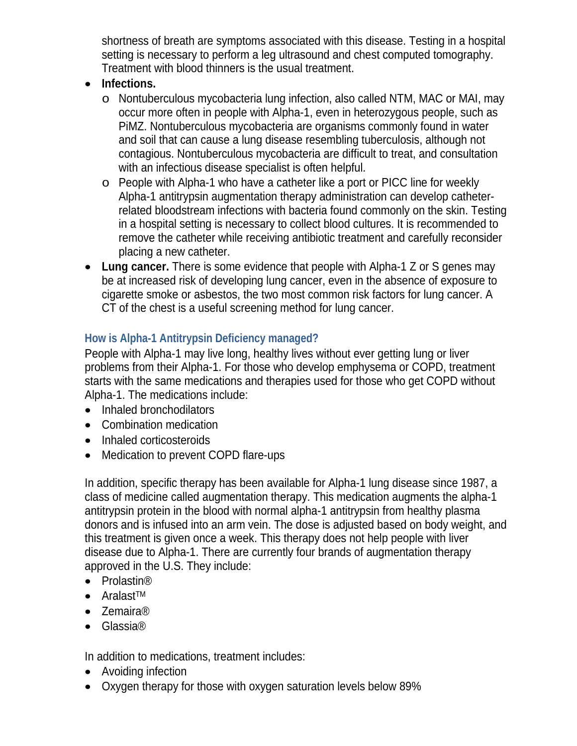shortness of breath are symptoms associated with this disease. Testing in a hospital setting is necessary to perform a leg ultrasound and chest computed tomography. Treatment with blood thinners is the usual treatment.

- **Infections.**
  - Nontuberculous mycobacteria lung infection, also called NTM, MAC or MAI, may occur more often in people with Alpha-1, even in heterozygous people, such as PiMZ. Nontuberculous mycobacteria are organisms commonly found in water and soil that can cause a lung disease resembling tuberculosis, although not contagious. Nontuberculous mycobacteria are difficult to treat, and consultation with an infectious disease specialist is often helpful.
  - People with Alpha-1 who have a catheter like a port or PICC line for weekly Alpha-1 antitrypsin augmentation therapy administration can develop catheter-related bloodstream infections with bacteria found commonly on the skin. Testing in a hospital setting is necessary to collect blood cultures. It is recommended to remove the catheter while receiving antibiotic treatment and carefully reconsider placing a new catheter.
- **Lung cancer.** There is some evidence that people with Alpha-1 Z or S genes may be at increased risk of developing lung cancer, even in the absence of exposure to cigarette smoke or asbestos, the two most common risk factors for lung cancer. A CT of the chest is a useful screening method for lung cancer.

### How is Alpha-1 Antitrypsin Deficiency managed?

People with Alpha-1 may live long, healthy lives without ever getting lung or liver problems from their Alpha-1. For those who develop emphysema or COPD, treatment starts with the same medications and therapies used for those who get COPD without Alpha-1. The medications include:

- Inhaled bronchodilators
- Combination medication
- Inhaled corticosteroids
- Medication to prevent COPD flare-ups

In addition, specific therapy has been available for Alpha-1 lung disease since 1987, a class of medicine called augmentation therapy. This medication augments the alpha-1 antitrypsin protein in the blood with normal alpha-1 antitrypsin from healthy plasma donors and is infused into an arm vein. The dose is adjusted based on body weight, and this treatment is given once a week. This therapy does not help people with liver disease due to Alpha-1. There are currently four brands of augmentation therapy approved in the U.S. They include:

- Prolastin®
- Aralast™
- Zemaira®
- Glassia®

In addition to medications, treatment includes:

- Avoiding infection
- Oxygen therapy for those with oxygen saturation levels below 89%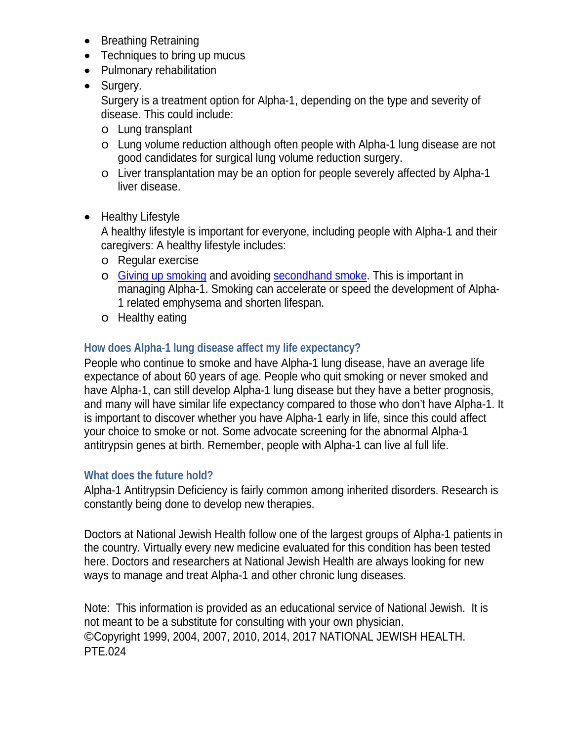- Breathing Retraining
- Techniques to bring up mucus
- Pulmonary rehabilitation
- Surgery.
  Surgery is a treatment option for Alpha-1, depending on the type and severity of disease. This could include:
  - Lung transplant
  - Lung volume reduction although often people with Alpha-1 lung disease are not good candidates for surgical lung volume reduction surgery.
  - Liver transplantation may be an option for people severely affected by Alpha-1 liver disease.

- Healthy Lifestyle
  A healthy lifestyle is important for everyone, including people with Alpha-1 and their caregivers: A healthy lifestyle includes:
  - Regular exercise
  - Giving up smoking and avoiding secondhand smoke. This is important in managing Alpha-1. Smoking can accelerate or speed the development of Alpha-1 related emphysema and shorten lifespan.
  - Healthy eating

### How does Alpha-1 lung disease affect my life expectancy?

People who continue to smoke and have Alpha-1 lung disease, have an average life expectancy of about 60 years of age. People who quit smoking or never smoked and have Alpha-1, can still develop Alpha-1 lung disease but they have a better prognosis, and many will have similar life expectancy compared to those who don't have Alpha-1. It is important to discover whether you have Alpha-1 early in life, since this could affect your choice to smoke or not. Some advocate screening for the abnormal Alpha-1 antitrypsin genes at birth. Remember, people with Alpha-1 can live al full life.

### What does the future hold?

Alpha-1 Antitrypsin Deficiency is fairly common among inherited disorders. Research is constantly being done to develop new therapies.

Doctors at National Jewish Health follow one of the largest groups of Alpha-1 patients in the country. Virtually every new medicine evaluated for this condition has been tested here. Doctors and researchers at National Jewish Health are always looking for new ways to manage and treat Alpha-1 and other chronic lung diseases.

Note: This information is provided as an educational service of National Jewish. It is not meant to be a substitute for consulting with your own physician.
©Copyright 1999, 2004, 2007, 2010, 2014, 2017 NATIONAL JEWISH HEALTH.
PTE.024